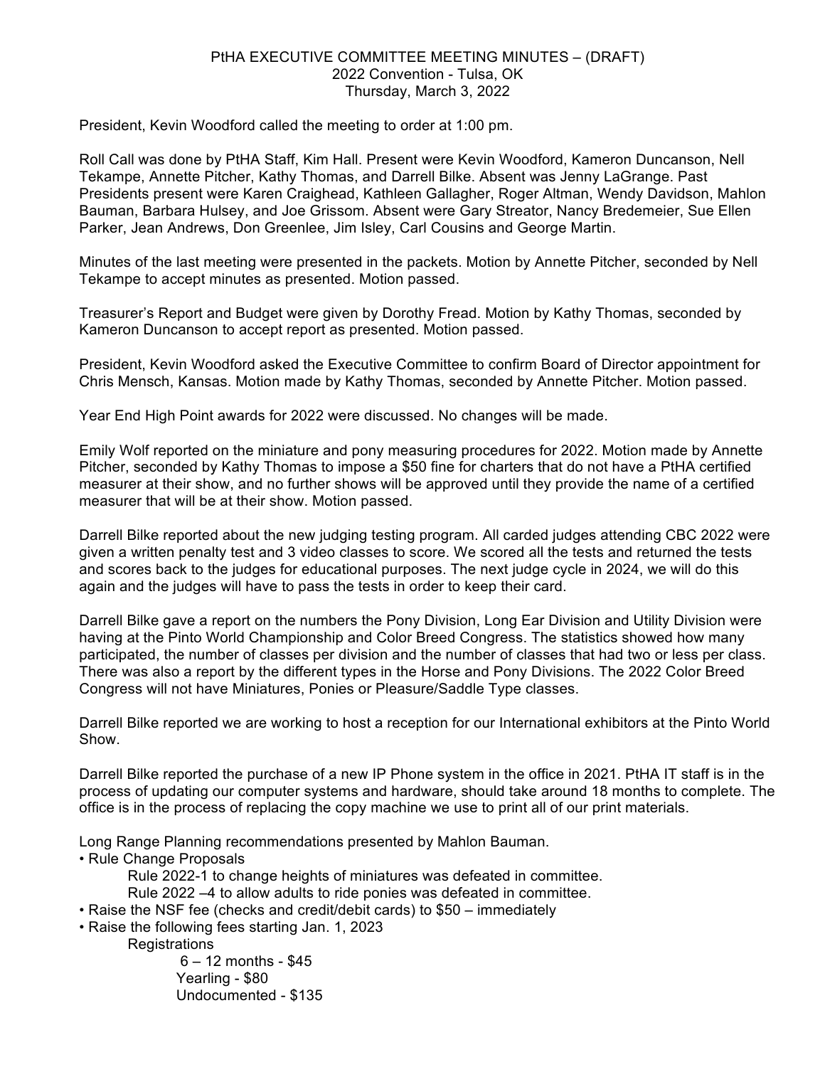PtHA EXECUTIVE COMMITTEE MEETING MINUTES – (DRAFT)
2022 Convention - Tulsa, OK
Thursday, March 3, 2022

President, Kevin Woodford called the meeting to order at 1:00 pm.

Roll Call was done by PtHA Staff, Kim Hall. Present were Kevin Woodford, Kameron Duncanson, Nell Tekampe, Annette Pitcher, Kathy Thomas, and Darrell Bilke. Absent was Jenny LaGrange. Past Presidents present were Karen Craighead, Kathleen Gallagher, Roger Altman, Wendy Davidson, Mahlon Bauman, Barbara Hulsey, and Joe Grissom. Absent were Gary Streator, Nancy Bredemeier, Sue Ellen Parker, Jean Andrews, Don Greenlee, Jim Isley, Carl Cousins and George Martin.

Minutes of the last meeting were presented in the packets. Motion by Annette Pitcher, seconded by Nell Tekampe to accept minutes as presented. Motion passed.

Treasurer's Report and Budget were given by Dorothy Fread. Motion by Kathy Thomas, seconded by Kameron Duncanson to accept report as presented. Motion passed.

President, Kevin Woodford asked the Executive Committee to confirm Board of Director appointment for Chris Mensch, Kansas. Motion made by Kathy Thomas, seconded by Annette Pitcher. Motion passed.

Year End High Point awards for 2022 were discussed. No changes will be made.

Emily Wolf reported on the miniature and pony measuring procedures for 2022. Motion made by Annette Pitcher, seconded by Kathy Thomas to impose a $50 fine for charters that do not have a PtHA certified measurer at their show, and no further shows will be approved until they provide the name of a certified measurer that will be at their show. Motion passed.

Darrell Bilke reported about the new judging testing program. All carded judges attending CBC 2022 were given a written penalty test and 3 video classes to score. We scored all the tests and returned the tests and scores back to the judges for educational purposes. The next judge cycle in 2024, we will do this again and the judges will have to pass the tests in order to keep their card.

Darrell Bilke gave a report on the numbers the Pony Division, Long Ear Division and Utility Division were having at the Pinto World Championship and Color Breed Congress. The statistics showed how many participated, the number of classes per division and the number of classes that had two or less per class. There was also a report by the different types in the Horse and Pony Divisions. The 2022 Color Breed Congress will not have Miniatures, Ponies or Pleasure/Saddle Type classes.

Darrell Bilke reported we are working to host a reception for our International exhibitors at the Pinto World Show.

Darrell Bilke reported the purchase of a new IP Phone system in the office in 2021. PtHA IT staff is in the process of updating our computer systems and hardware, should take around 18 months to complete. The office is in the process of replacing the copy machine we use to print all of our print materials.

Long Range Planning recommendations presented by Mahlon Bauman.

- Rule Change Proposals
  - Rule 2022-1 to change heights of miniatures was defeated in committee.
  - Rule 2022 –4 to allow adults to ride ponies was defeated in committee.
- Raise the NSF fee (checks and credit/debit cards) to $50 – immediately
- Raise the following fees starting Jan. 1, 2023
  - Registrations
    - 6 – 12 months - $45
    - Yearling - $80
    - Undocumented - $135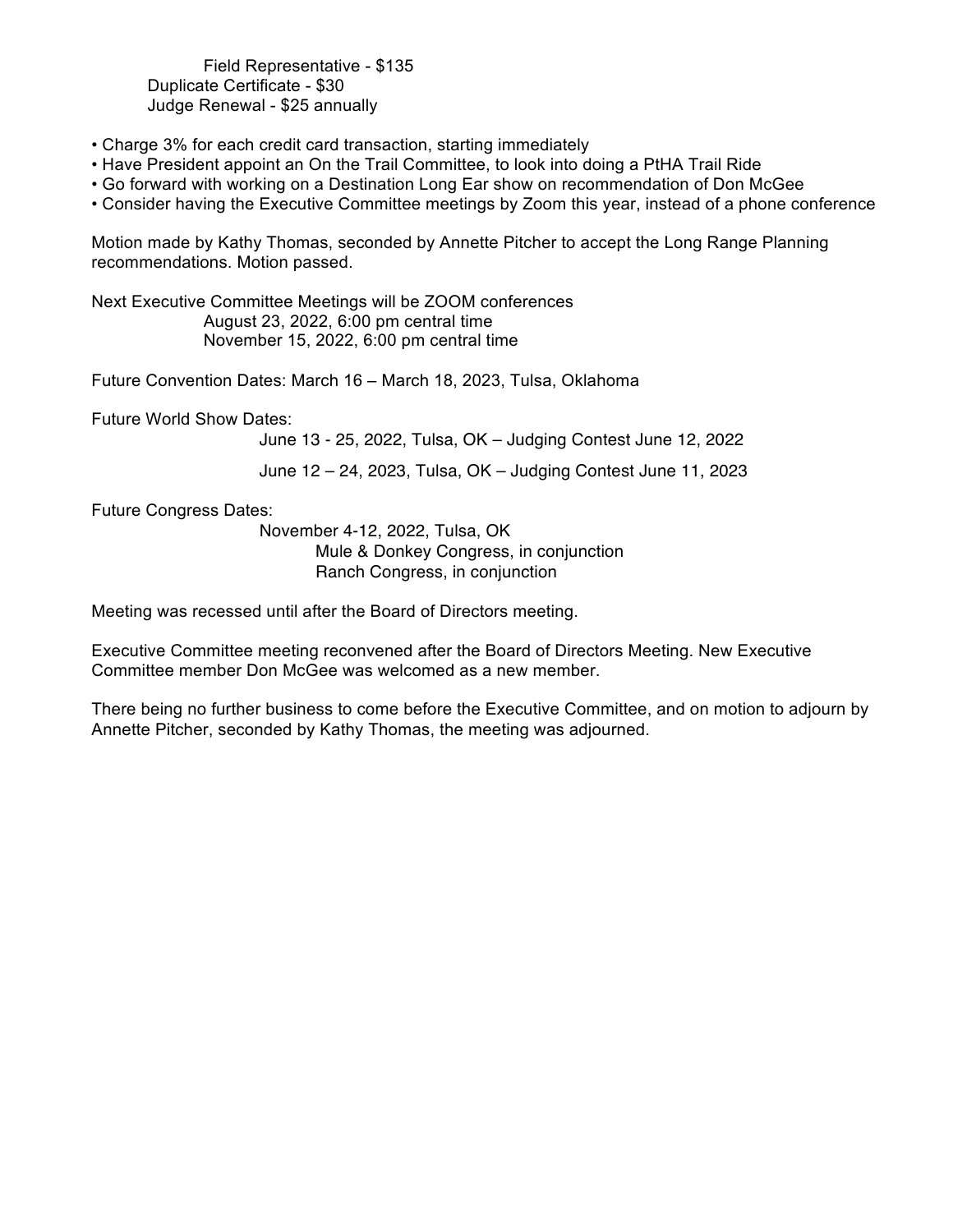Field Representative - $135
Duplicate Certificate - $30
Judge Renewal - $25 annually

- Charge 3% for each credit card transaction, starting immediately
- Have President appoint an On the Trail Committee, to look into doing a PtHA Trail Ride
- Go forward with working on a Destination Long Ear show on recommendation of Don McGee
- Consider having the Executive Committee meetings by Zoom this year, instead of a phone conference

Motion made by Kathy Thomas, seconded by Annette Pitcher to accept the Long Range Planning recommendations. Motion passed.

Next Executive Committee Meetings will be ZOOM conferences
August 23, 2022, 6:00 pm central time
November 15, 2022, 6:00 pm central time

Future Convention Dates: March 16 – March 18, 2023, Tulsa, Oklahoma

Future World Show Dates:
June 13 - 25, 2022, Tulsa, OK – Judging Contest June 12, 2022
June 12 – 24, 2023, Tulsa, OK – Judging Contest June 11, 2023

Future Congress Dates:
November 4-12, 2022, Tulsa, OK
Mule & Donkey Congress, in conjunction
Ranch Congress, in conjunction

Meeting was recessed until after the Board of Directors meeting.

Executive Committee meeting reconvened after the Board of Directors Meeting. New Executive Committee member Don McGee was welcomed as a new member.

There being no further business to come before the Executive Committee, and on motion to adjourn by Annette Pitcher, seconded by Kathy Thomas, the meeting was adjourned.